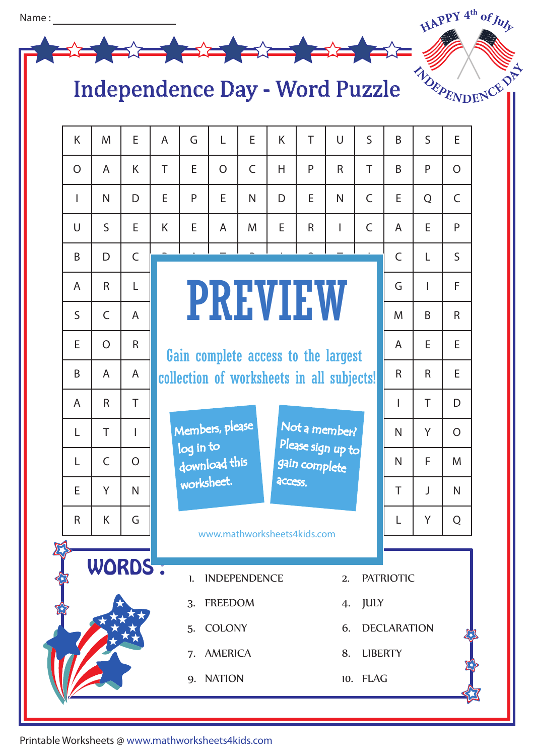Name : ____________________

# Independence Day - Word Puzzle

| | | | | | | | | | | | | | |
|---|---|---|---|---|---|---|---|---|---|---|---|---|---|
| K | M | E | A | G | L | E | K | T | U | S | B | S | E |
| O | A | K | T | E | O | C | H | P | R | T | B | P | O |
| I | N | D | E | P | E | N | D | E | N | C | E | Q | C |
| U | S | E | K | E | A | M | E | R | I | C | A | E | P |
| B | D | C | | | | | | | | | C | L | S |
| A | R | L | | | | | | | | | G | I | F |
| S | C | A | | | | | | | | | M | B | R |
| E | O | R | | | | | | | | | A | E | E |
| B | A | A | | | | | | | | | R | R | E |
| A | R | T | | | | | | | | | I | T | D |
| L | T | I | | | | | | | | | N | Y | O |
| L | C | O | | | | | | | | | N | F | M |
| E | Y | N | | | | | | | | | T | J | N |
| R | K | G | | | | | | | | | L | Y | Q |

PREVIEW

Gain complete access to the largest collection of worksheets in all subjects!

Members, please log in to download this worksheet.

Not a member? Please sign up to gain complete access.

www.mathworksheets4kids.com

## WORDS :

1. INDEPENDENCE
2. PATRIOTIC
3. FREEDOM
4. JULY
5. COLONY
6. DECLARATION
7. AMERICA
8. LIBERTY
9. NATION
10. FLAG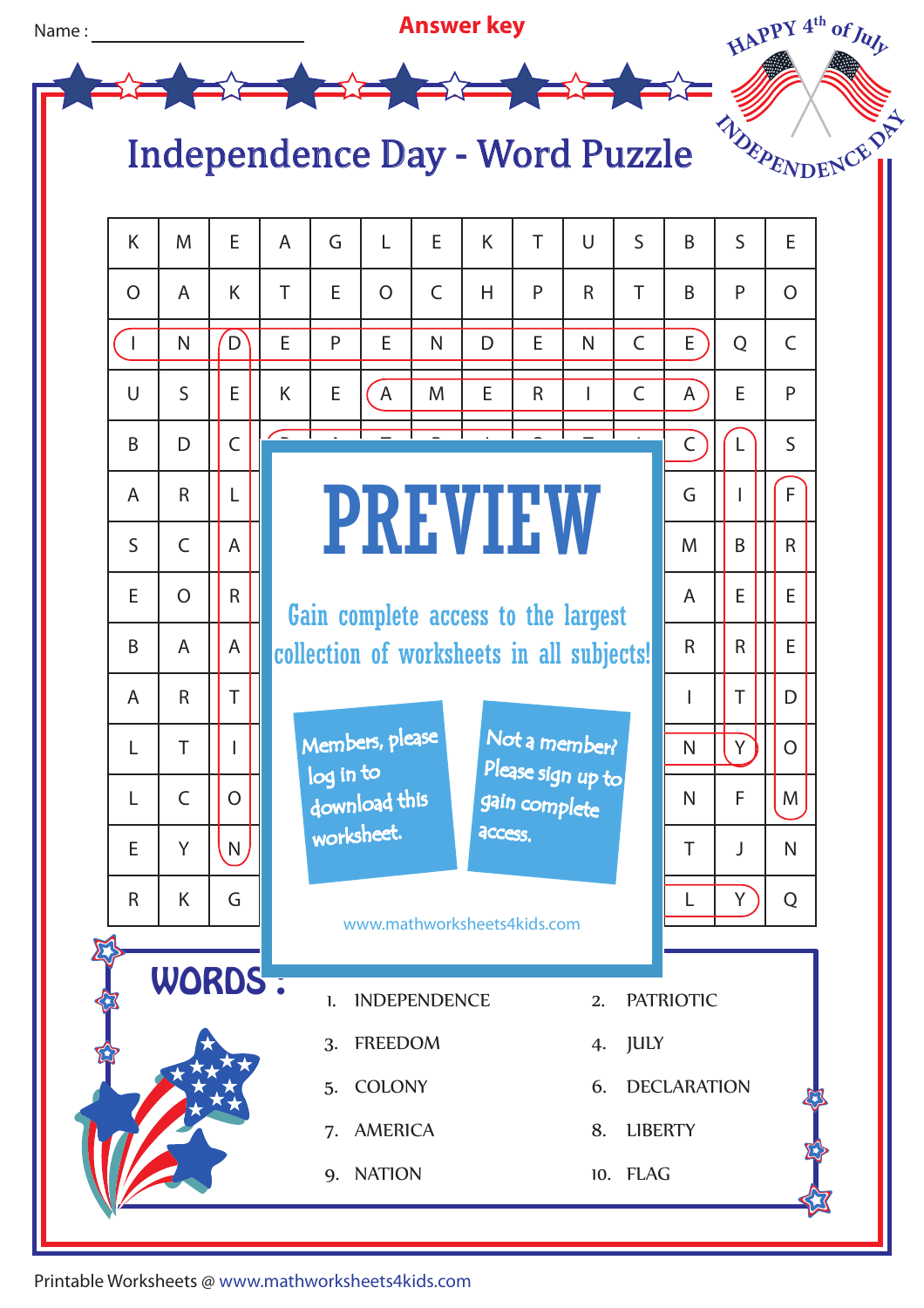Name : ____________________

**Answer key**

# Independence Day - Word Puzzle

| | | | | | | | | | | | | | |
|---|---|---|---|---|---|---|---|---|---|---|---|---|---|
| K | M | E | A | G | L | E | K | T | U | S | B | S | E |
| O | A | K | T | E | O | C | H | P | R | T | B | P | O |
| I | N | D | E | P | E | N | D | E | N | C | E | Q | C |
| U | S | E | K | E | A | M | E | R | I | C | A | E | P |
| B | D | C | | | | | | | | | C | L | S |
| A | R | L | | | | | | | | | G | I | F |
| S | C | A | | | | | | | | | M | B | R |
| E | O | R | | | | | | | | | A | E | E |
| B | A | A | | | | | | | | | R | R | E |
| A | R | T | | | | | | | | | I | T | D |
| L | T | I | | | | | | | | | N | Y | O |
| L | C | O | | | | | | | | | N | F | M |
| E | Y | N | | | | | | | | | T | J | N |
| R | K | G | | | | | | | | | L | Y | Q |

**PREVIEW**

Gain complete access to the largest collection of worksheets in all subjects!

Members, please log in to download this worksheet.

Not a member? Please sign up to gain complete access.

www.mathworksheets4kids.com

## WORDS :

1. INDEPENDENCE
2. PATRIOTIC
3. FREEDOM
4. JULY
5. COLONY
6. DECLARATION
7. AMERICA
8. LIBERTY
9. NATION
10. FLAG

Printable Worksheets @ www.mathworksheets4kids.com